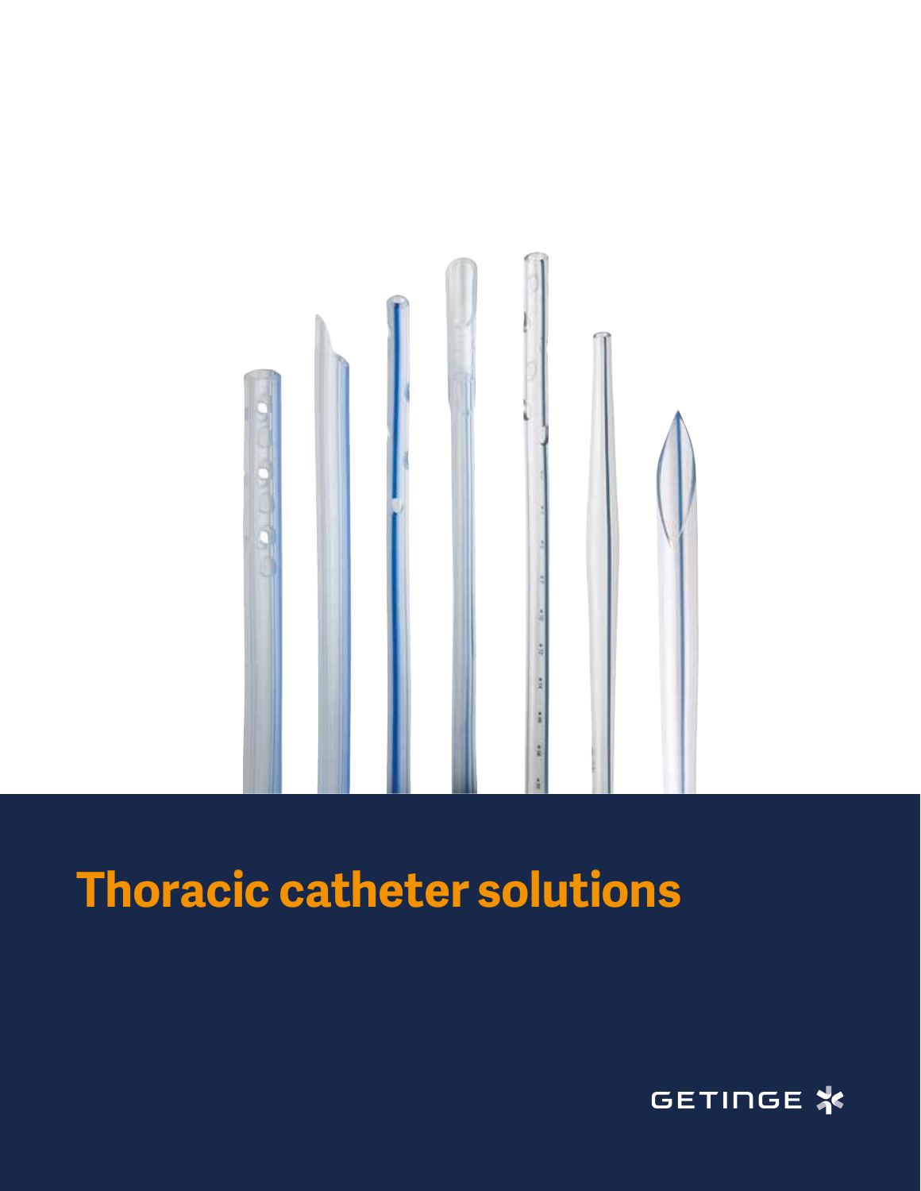# Thoracic catheter solutions

GETINGE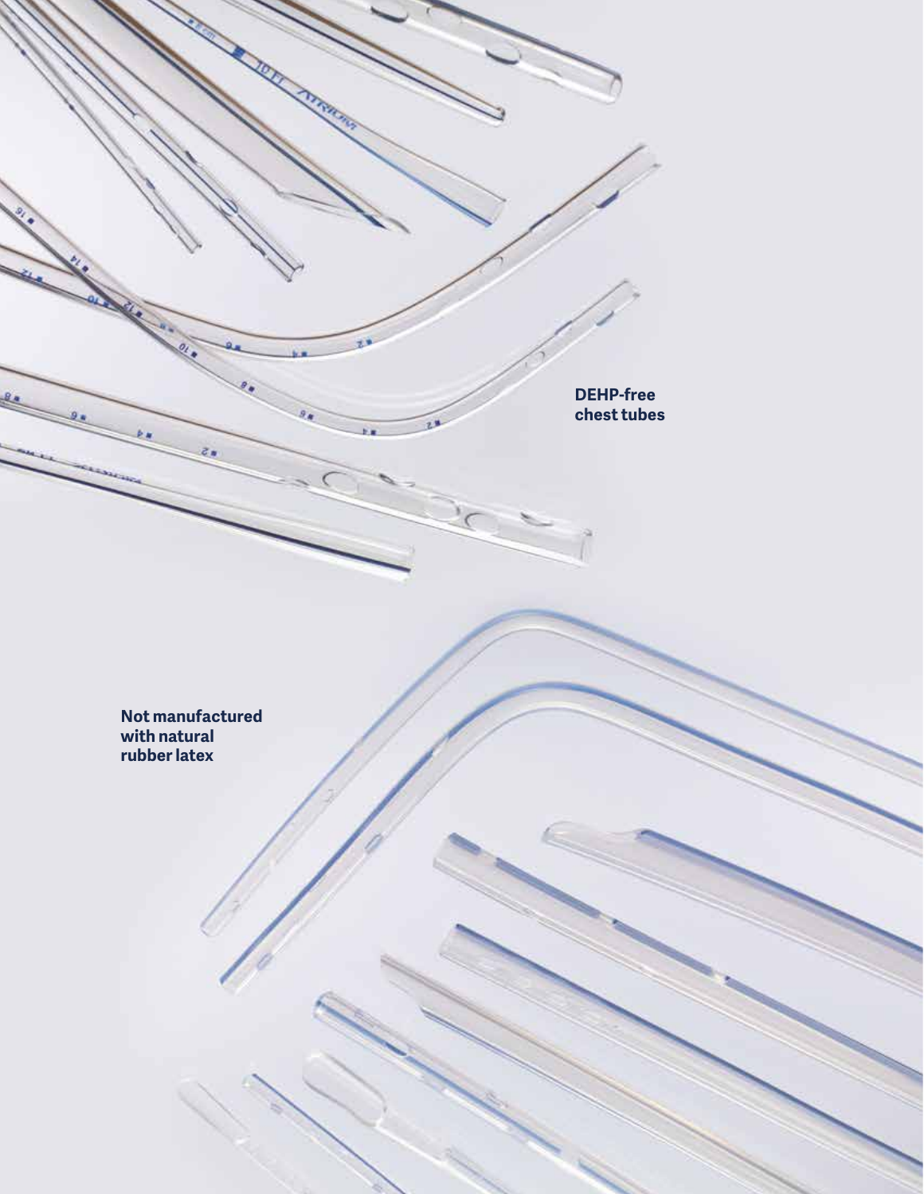DEHP-free chest tubes

Not manufactured with natural rubber latex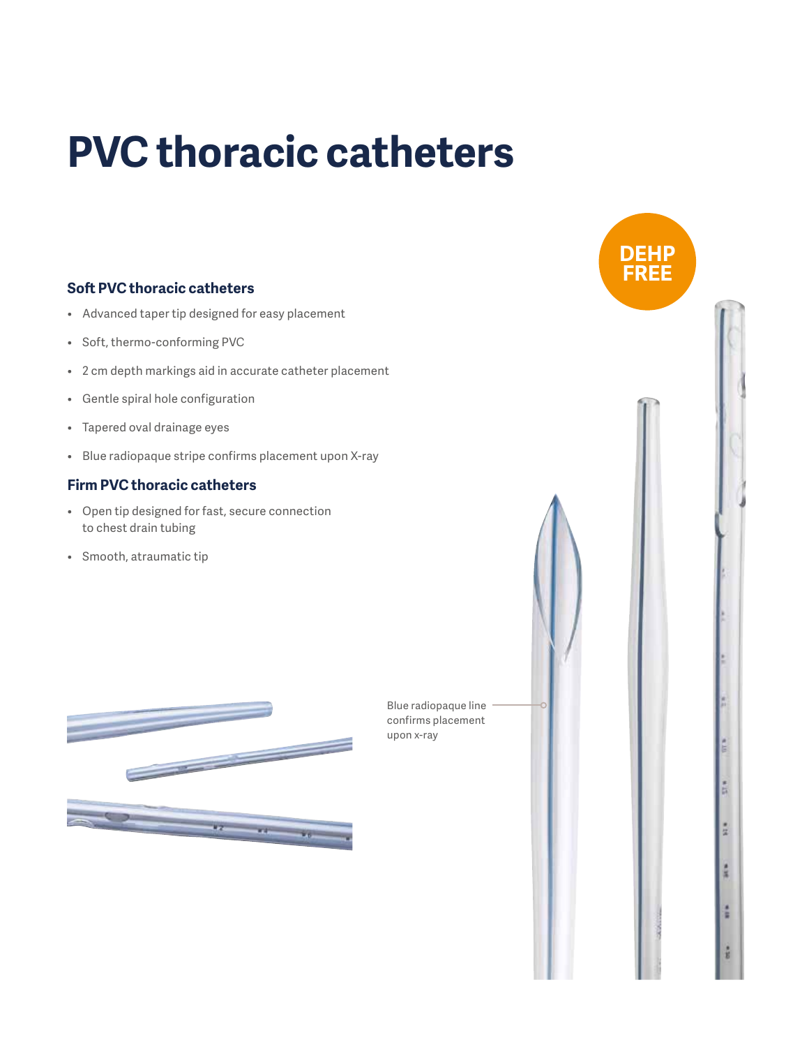# PVC thoracic catheters

DEHP FREE

### Soft PVC thoracic catheters

- Advanced taper tip designed for easy placement
- Soft, thermo-conforming PVC
- 2 cm depth markings aid in accurate catheter placement
- Gentle spiral hole configuration
- Tapered oval drainage eyes
- Blue radiopaque stripe confirms placement upon X-ray

### Firm PVC thoracic catheters

- Open tip designed for fast, secure connection to chest drain tubing
- Smooth, atraumatic tip

Blue radiopaque line confirms placement upon x-ray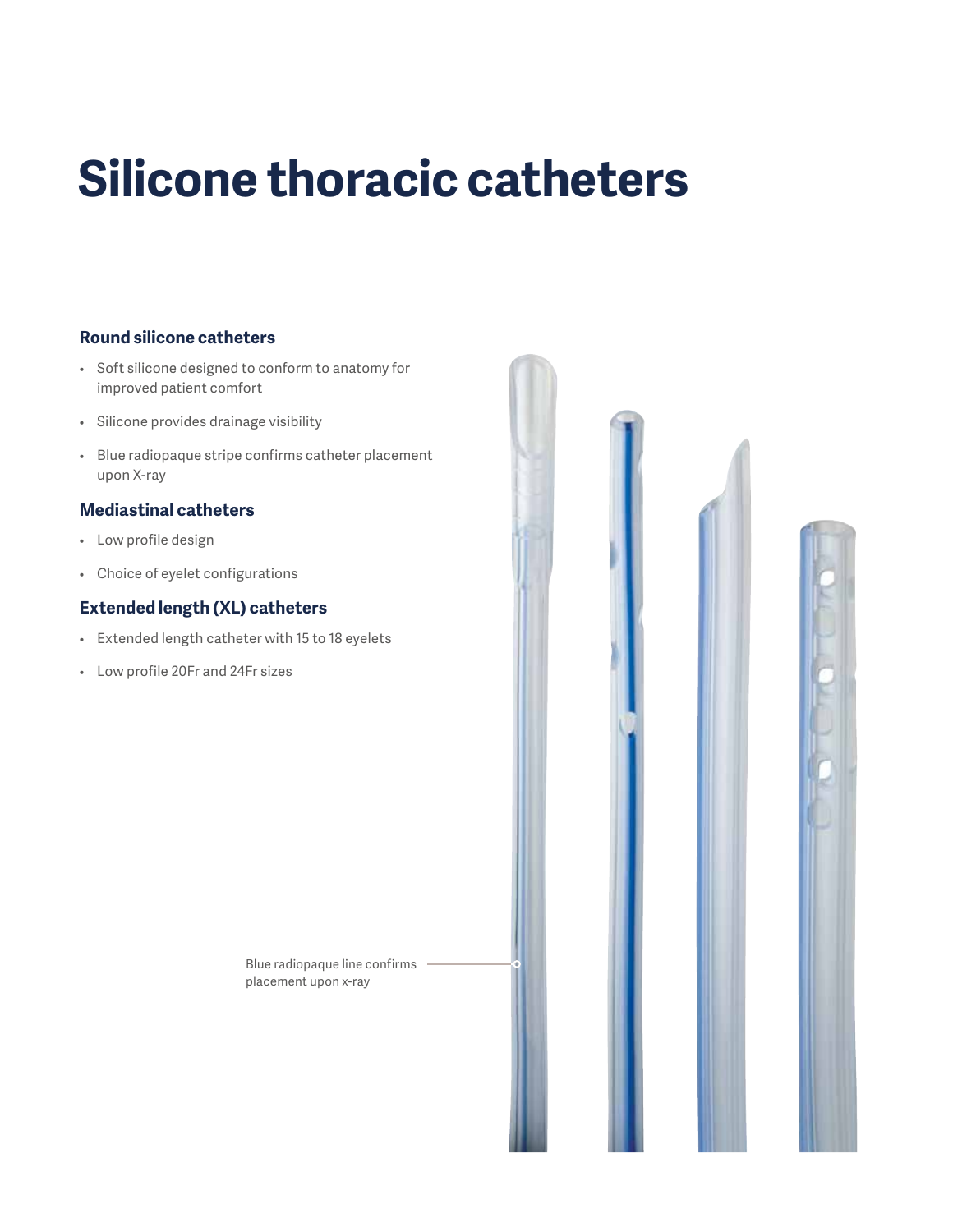# Silicone thoracic catheters

### Round silicone catheters

- Soft silicone designed to conform to anatomy for improved patient comfort
- Silicone provides drainage visibility
- Blue radiopaque stripe confirms catheter placement upon X-ray

### Mediastinal catheters

- Low profile design
- Choice of eyelet configurations

### Extended length (XL) catheters

- Extended length catheter with 15 to 18 eyelets
- Low profile 20Fr and 24Fr sizes

Blue radiopaque line confirms placement upon x-ray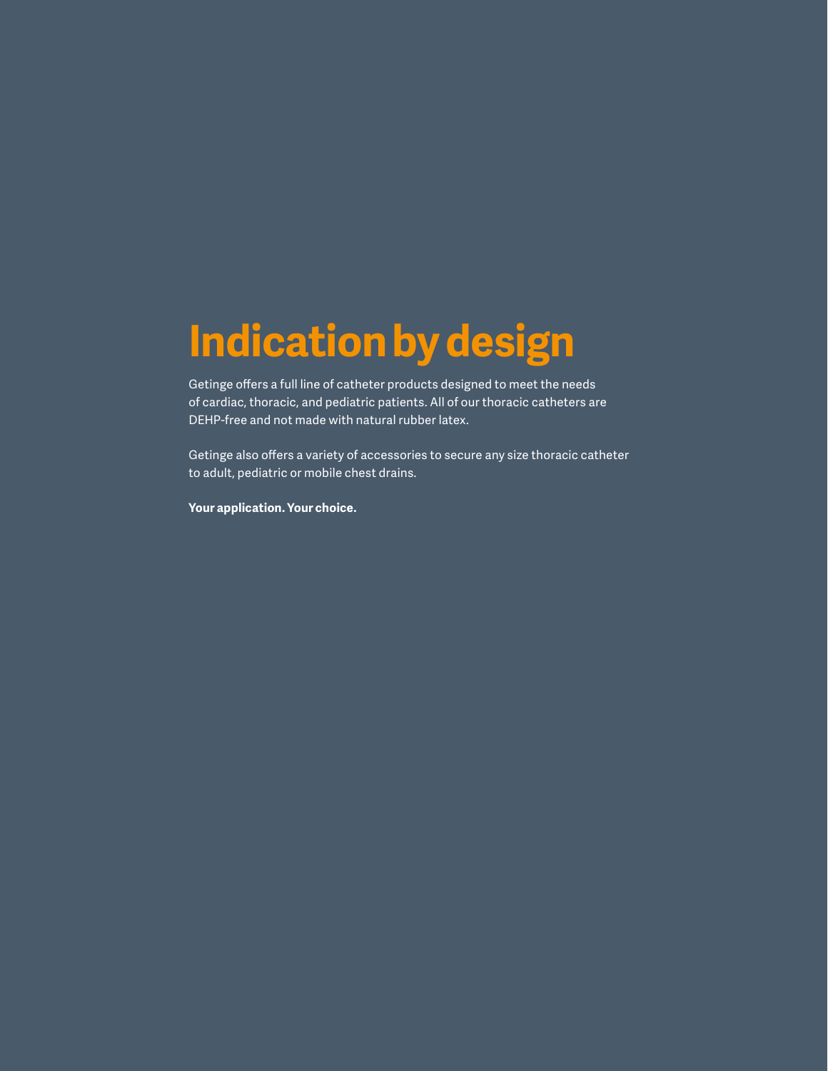# Indication by design

Getinge offers a full line of catheter products designed to meet the needs of cardiac, thoracic, and pediatric patients. All of our thoracic catheters are DEHP-free and not made with natural rubber latex.

Getinge also offers a variety of accessories to secure any size thoracic catheter to adult, pediatric or mobile chest drains.

**Your application. Your choice.**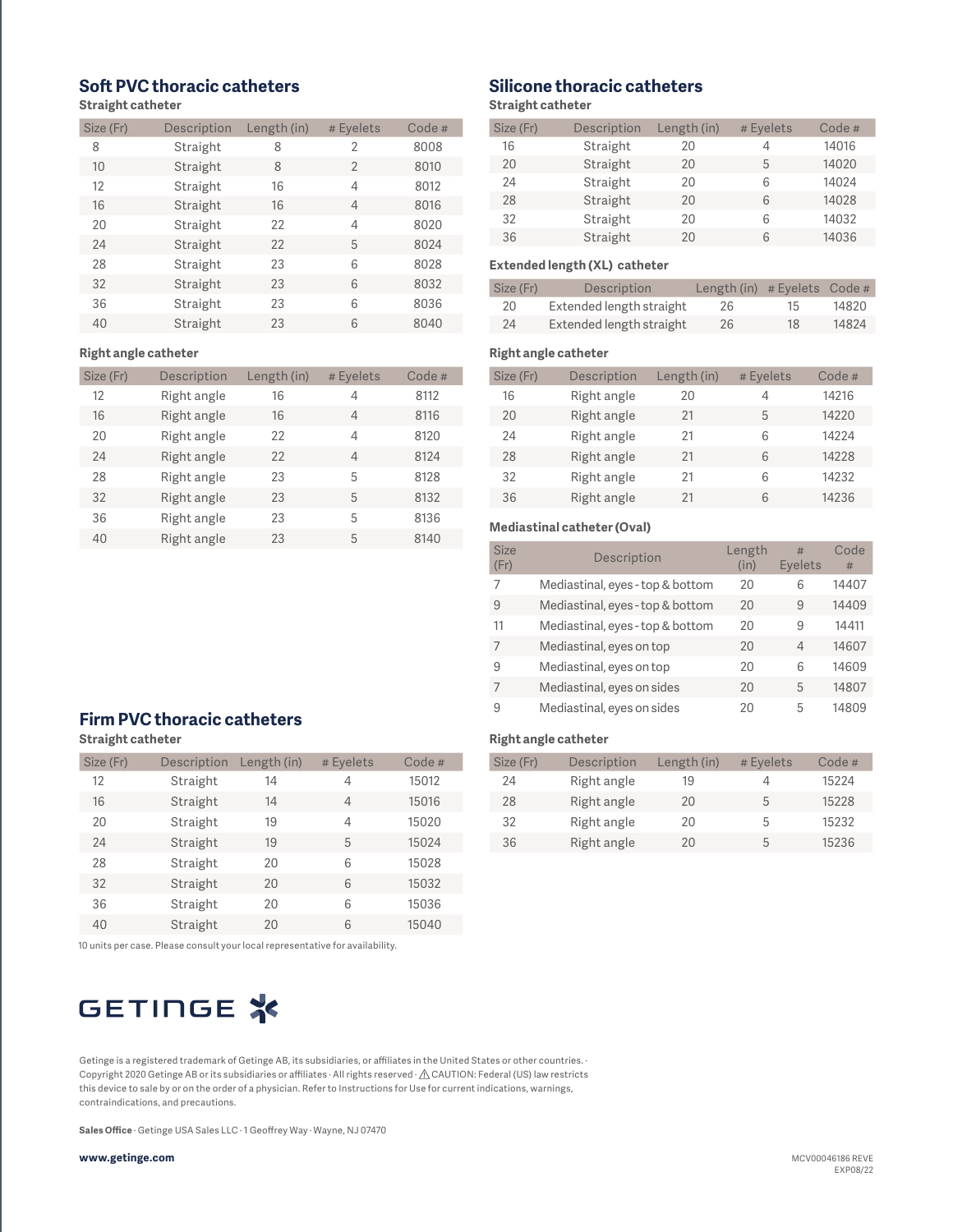## Soft PVC thoracic catheters

### Straight catheter

| Size (Fr) | Description | Length (in) | # Eyelets | Code # |
|---|---|---|---|---|
| 8 | Straight | 8 | 2 | 8008 |
| 10 | Straight | 8 | 2 | 8010 |
| 12 | Straight | 16 | 4 | 8012 |
| 16 | Straight | 16 | 4 | 8016 |
| 20 | Straight | 22 | 4 | 8020 |
| 24 | Straight | 22 | 5 | 8024 |
| 28 | Straight | 23 | 6 | 8028 |
| 32 | Straight | 23 | 6 | 8032 |
| 36 | Straight | 23 | 6 | 8036 |
| 40 | Straight | 23 | 6 | 8040 |

### Right angle catheter

| Size (Fr) | Description | Length (in) | # Eyelets | Code # |
|---|---|---|---|---|
| 12 | Right angle | 16 | 4 | 8112 |
| 16 | Right angle | 16 | 4 | 8116 |
| 20 | Right angle | 22 | 4 | 8120 |
| 24 | Right angle | 22 | 4 | 8124 |
| 28 | Right angle | 23 | 5 | 8128 |
| 32 | Right angle | 23 | 5 | 8132 |
| 36 | Right angle | 23 | 5 | 8136 |
| 40 | Right angle | 23 | 5 | 8140 |

## Firm PVC thoracic catheters

### Straight catheter

| Size (Fr) | Description | Length (in) | # Eyelets | Code # |
|---|---|---|---|---|
| 12 | Straight | 14 | 4 | 15012 |
| 16 | Straight | 14 | 4 | 15016 |
| 20 | Straight | 19 | 4 | 15020 |
| 24 | Straight | 19 | 5 | 15024 |
| 28 | Straight | 20 | 6 | 15028 |
| 32 | Straight | 20 | 6 | 15032 |
| 36 | Straight | 20 | 6 | 15036 |
| 40 | Straight | 20 | 6 | 15040 |

10 units per case. Please consult your local representative for availability.

## Silicone thoracic catheters

### Straight catheter

| Size (Fr) | Description | Length (in) | # Eyelets | Code # |
|---|---|---|---|---|
| 16 | Straight | 20 | 4 | 14016 |
| 20 | Straight | 20 | 5 | 14020 |
| 24 | Straight | 20 | 6 | 14024 |
| 28 | Straight | 20 | 6 | 14028 |
| 32 | Straight | 20 | 6 | 14032 |
| 36 | Straight | 20 | 6 | 14036 |

### Extended length (XL) catheter

| Size (Fr) | Description | Length (in) | # Eyelets | Code # |
|---|---|---|---|---|
| 20 | Extended length straight | 26 | 15 | 14820 |
| 24 | Extended length straight | 26 | 18 | 14824 |

### Right angle catheter

| Size (Fr) | Description | Length (in) | # Eyelets | Code # |
|---|---|---|---|---|
| 16 | Right angle | 20 | 4 | 14216 |
| 20 | Right angle | 21 | 5 | 14220 |
| 24 | Right angle | 21 | 6 | 14224 |
| 28 | Right angle | 21 | 6 | 14228 |
| 32 | Right angle | 21 | 6 | 14232 |
| 36 | Right angle | 21 | 6 | 14236 |

### Mediastinal catheter (Oval)

| Size (Fr) | Description | Length (in) | # Eyelets | Code # |
|---|---|---|---|---|
| 7 | Mediastinal, eyes - top & bottom | 20 | 6 | 14407 |
| 9 | Mediastinal, eyes - top & bottom | 20 | 9 | 14409 |
| 11 | Mediastinal, eyes - top & bottom | 20 | 9 | 14411 |
| 7 | Mediastinal, eyes on top | 20 | 4 | 14607 |
| 9 | Mediastinal, eyes on top | 20 | 6 | 14609 |
| 7 | Mediastinal, eyes on sides | 20 | 5 | 14807 |
| 9 | Mediastinal, eyes on sides | 20 | 5 | 14809 |

### Right angle catheter

| Size (Fr) | Description | Length (in) | # Eyelets | Code # |
|---|---|---|---|---|
| 24 | Right angle | 19 | 4 | 15224 |
| 28 | Right angle | 20 | 5 | 15228 |
| 32 | Right angle | 20 | 5 | 15232 |
| 36 | Right angle | 20 | 5 | 15236 |

GETINGE

Getinge is a registered trademark of Getinge AB, its subsidiaries, or affiliates in the United States or other countries. · Copyright 2020 Getinge AB or its subsidiaries or affiliates · All rights reserved · ⚠ CAUTION: Federal (US) law restricts this device to sale by or on the order of a physician. Refer to Instructions for Use for current indications, warnings, contraindications, and precautions.

**Sales Office** · Getinge USA Sales LLC · 1 Geoffrey Way · Wayne, NJ 07470

**www.getinge.com**

MCV00046186 REVE
EXP08/22